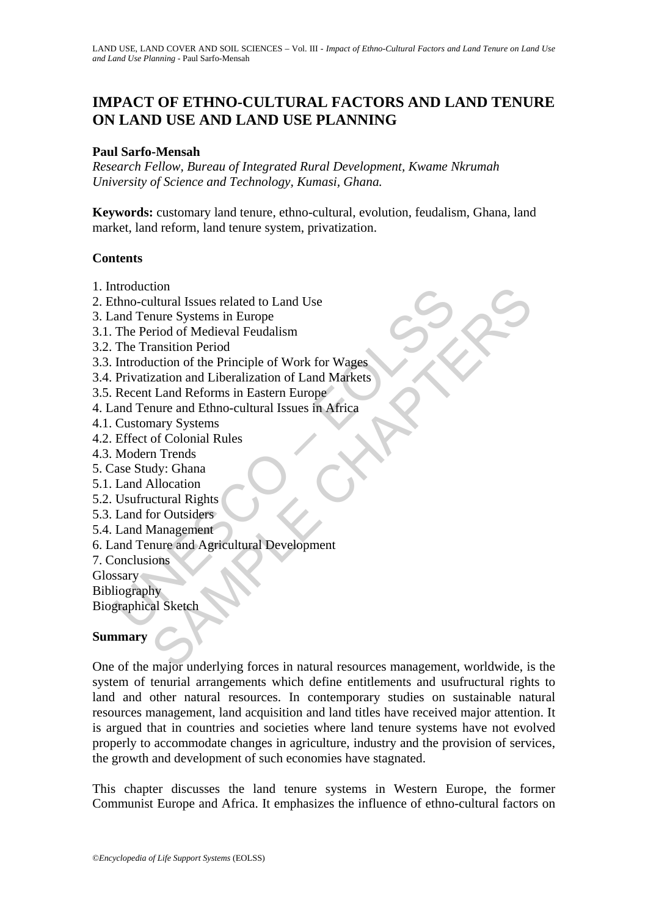# IMPACT OF ETHNO-CULTURAL FACTORS AND LAND TENURE ON LAND USE AND LAND USE PLANNING

**Paul Sarfo-Mensah**

*Research Fellow, Bureau of Integrated Rural Development, Kwame Nkrumah University of Science and Technology, Kumasi, Ghana.*

**Keywords:** customary land tenure, ethno-cultural, evolution, feudalism, Ghana, land market, land reform, land tenure system, privatization.

## Contents

1. Introduction
2. Ethno-cultural Issues related to Land Use
3. Land Tenure Systems in Europe
3.1. The Period of Medieval Feudalism
3.2. The Transition Period
3.3. Introduction of the Principle of Work for Wages
3.4. Privatization and Liberalization of Land Markets
3.5. Recent Land Reforms in Eastern Europe
4. Land Tenure and Ethno-cultural Issues in Africa
4.1. Customary Systems
4.2. Effect of Colonial Rules
4.3. Modern Trends
5. Case Study: Ghana
5.1. Land Allocation
5.2. Usufructural Rights
5.3. Land for Outsiders
5.4. Land Management
6. Land Tenure and Agricultural Development
7. Conclusions

Glossary

Bibliography

Biographical Sketch

## Summary

One of the major underlying forces in natural resources management, worldwide, is the system of tenurial arrangements which define entitlements and usufructural rights to land and other natural resources. In contemporary studies on sustainable natural resources management, land acquisition and land titles have received major attention. It is argued that in countries and societies where land tenure systems have not evolved properly to accommodate changes in agriculture, industry and the provision of services, the growth and development of such economies have stagnated.

This chapter discusses the land tenure systems in Western Europe, the former Communist Europe and Africa. It emphasizes the influence of ethno-cultural factors on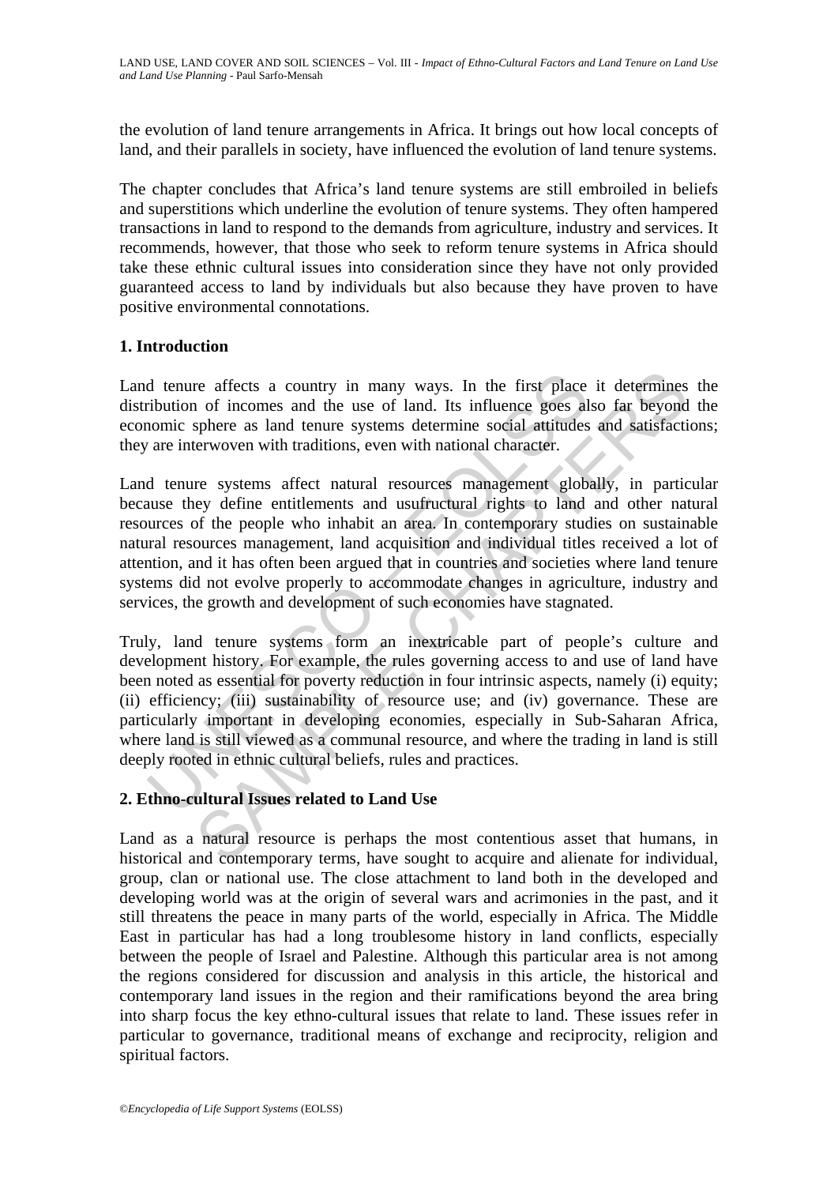the evolution of land tenure arrangements in Africa. It brings out how local concepts of land, and their parallels in society, have influenced the evolution of land tenure systems.

The chapter concludes that Africa's land tenure systems are still embroiled in beliefs and superstitions which underline the evolution of tenure systems. They often hampered transactions in land to respond to the demands from agriculture, industry and services. It recommends, however, that those who seek to reform tenure systems in Africa should take these ethnic cultural issues into consideration since they have not only provided guaranteed access to land by individuals but also because they have proven to have positive environmental connotations.

## 1. Introduction

Land tenure affects a country in many ways. In the first place it determines the distribution of incomes and the use of land. Its influence goes also far beyond the economic sphere as land tenure systems determine social attitudes and satisfactions; they are interwoven with traditions, even with national character.

Land tenure systems affect natural resources management globally, in particular because they define entitlements and usufructural rights to land and other natural resources of the people who inhabit an area. In contemporary studies on sustainable natural resources management, land acquisition and individual titles received a lot of attention, and it has often been argued that in countries and societies where land tenure systems did not evolve properly to accommodate changes in agriculture, industry and services, the growth and development of such economies have stagnated.

Truly, land tenure systems form an inextricable part of people's culture and development history. For example, the rules governing access to and use of land have been noted as essential for poverty reduction in four intrinsic aspects, namely (i) equity; (ii) efficiency; (iii) sustainability of resource use; and (iv) governance. These are particularly important in developing economies, especially in Sub-Saharan Africa, where land is still viewed as a communal resource, and where the trading in land is still deeply rooted in ethnic cultural beliefs, rules and practices.

## 2. Ethno-cultural Issues related to Land Use

Land as a natural resource is perhaps the most contentious asset that humans, in historical and contemporary terms, have sought to acquire and alienate for individual, group, clan or national use. The close attachment to land both in the developed and developing world was at the origin of several wars and acrimonies in the past, and it still threatens the peace in many parts of the world, especially in Africa. The Middle East in particular has had a long troublesome history in land conflicts, especially between the people of Israel and Palestine. Although this particular area is not among the regions considered for discussion and analysis in this article, the historical and contemporary land issues in the region and their ramifications beyond the area bring into sharp focus the key ethno-cultural issues that relate to land. These issues refer in particular to governance, traditional means of exchange and reciprocity, religion and spiritual factors.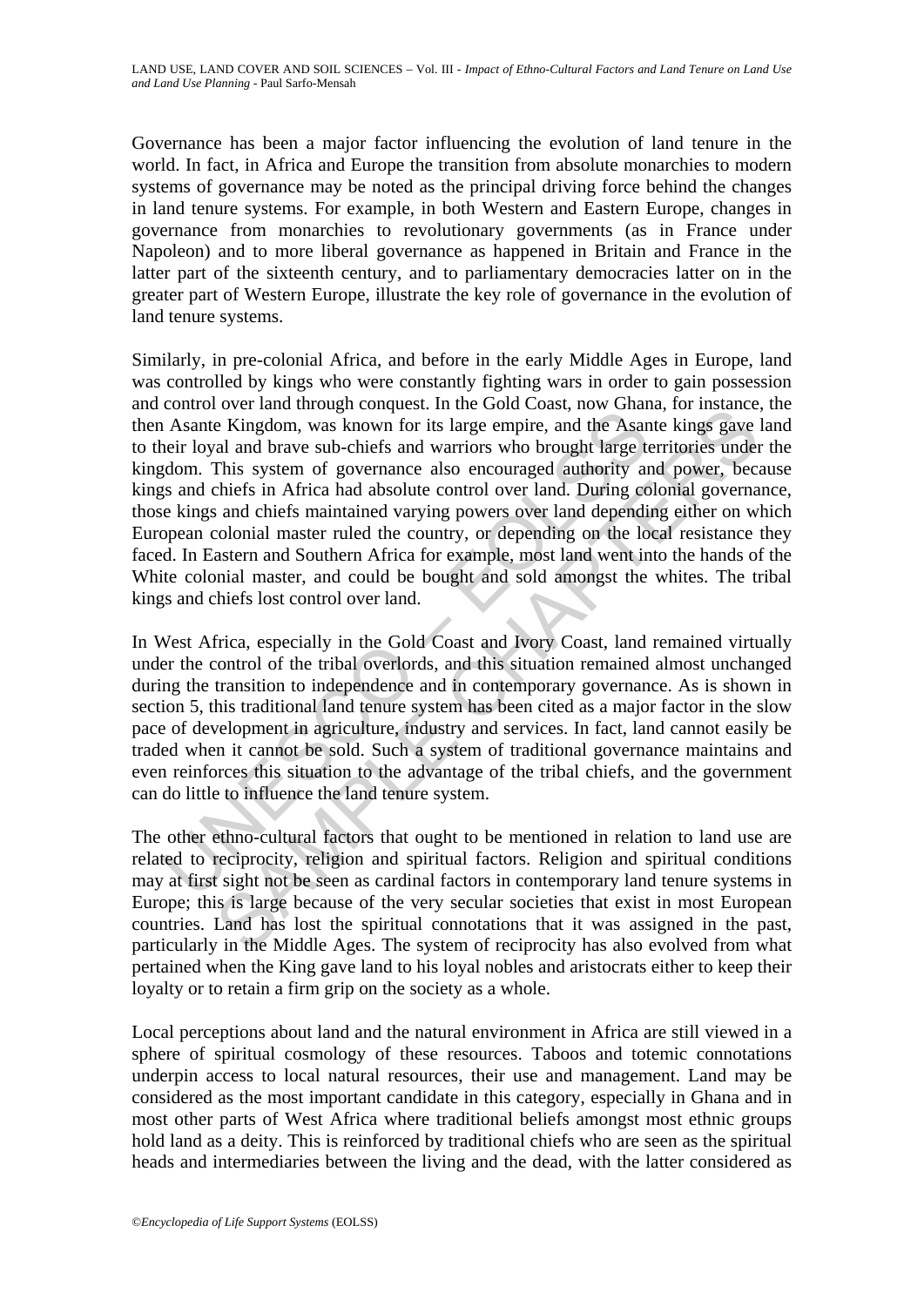Governance has been a major factor influencing the evolution of land tenure in the world. In fact, in Africa and Europe the transition from absolute monarchies to modern systems of governance may be noted as the principal driving force behind the changes in land tenure systems. For example, in both Western and Eastern Europe, changes in governance from monarchies to revolutionary governments (as in France under Napoleon) and to more liberal governance as happened in Britain and France in the latter part of the sixteenth century, and to parliamentary democracies latter on in the greater part of Western Europe, illustrate the key role of governance in the evolution of land tenure systems.

Similarly, in pre-colonial Africa, and before in the early Middle Ages in Europe, land was controlled by kings who were constantly fighting wars in order to gain possession and control over land through conquest. In the Gold Coast, now Ghana, for instance, the then Asante Kingdom, was known for its large empire, and the Asante kings gave land to their loyal and brave sub-chiefs and warriors who brought large territories under the kingdom. This system of governance also encouraged authority and power, because kings and chiefs in Africa had absolute control over land. During colonial governance, those kings and chiefs maintained varying powers over land depending either on which European colonial master ruled the country, or depending on the local resistance they faced. In Eastern and Southern Africa for example, most land went into the hands of the White colonial master, and could be bought and sold amongst the whites. The tribal kings and chiefs lost control over land.

In West Africa, especially in the Gold Coast and Ivory Coast, land remained virtually under the control of the tribal overlords, and this situation remained almost unchanged during the transition to independence and in contemporary governance. As is shown in section 5, this traditional land tenure system has been cited as a major factor in the slow pace of development in agriculture, industry and services. In fact, land cannot easily be traded when it cannot be sold. Such a system of traditional governance maintains and even reinforces this situation to the advantage of the tribal chiefs, and the government can do little to influence the land tenure system.

The other ethno-cultural factors that ought to be mentioned in relation to land use are related to reciprocity, religion and spiritual factors. Religion and spiritual conditions may at first sight not be seen as cardinal factors in contemporary land tenure systems in Europe; this is large because of the very secular societies that exist in most European countries. Land has lost the spiritual connotations that it was assigned in the past, particularly in the Middle Ages. The system of reciprocity has also evolved from what pertained when the King gave land to his loyal nobles and aristocrats either to keep their loyalty or to retain a firm grip on the society as a whole.

Local perceptions about land and the natural environment in Africa are still viewed in a sphere of spiritual cosmology of these resources. Taboos and totemic connotations underpin access to local natural resources, their use and management. Land may be considered as the most important candidate in this category, especially in Ghana and in most other parts of West Africa where traditional beliefs amongst most ethnic groups hold land as a deity. This is reinforced by traditional chiefs who are seen as the spiritual heads and intermediaries between the living and the dead, with the latter considered as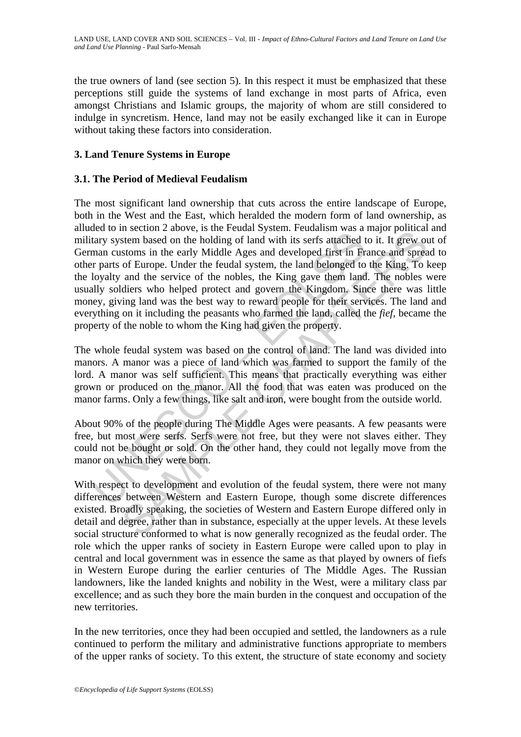the true owners of land (see section 5). In this respect it must be emphasized that these perceptions still guide the systems of land exchange in most parts of Africa, even amongst Christians and Islamic groups, the majority of whom are still considered to indulge in syncretism. Hence, land may not be easily exchanged like it can in Europe without taking these factors into consideration.

## 3. Land Tenure Systems in Europe

### 3.1. The Period of Medieval Feudalism

The most significant land ownership that cuts across the entire landscape of Europe, both in the West and the East, which heralded the modern form of land ownership, as alluded to in section 2 above, is the Feudal System. Feudalism was a major political and military system based on the holding of land with its serfs attached to it. It grew out of German customs in the early Middle Ages and developed first in France and spread to other parts of Europe. Under the feudal system, the land belonged to the King. To keep the loyalty and the service of the nobles, the King gave them land. The nobles were usually soldiers who helped protect and govern the Kingdom. Since there was little money, giving land was the best way to reward people for their services. The land and everything on it including the peasants who farmed the land, called the *fief*, became the property of the noble to whom the King had given the property.

The whole feudal system was based on the control of land. The land was divided into manors. A manor was a piece of land which was farmed to support the family of the lord. A manor was self sufficient. This means that practically everything was either grown or produced on the manor. All the food that was eaten was produced on the manor farms. Only a few things, like salt and iron, were bought from the outside world.

About 90% of the people during The Middle Ages were peasants. A few peasants were free, but most were serfs. Serfs were not free, but they were not slaves either. They could not be bought or sold. On the other hand, they could not legally move from the manor on which they were born.

With respect to development and evolution of the feudal system, there were not many differences between Western and Eastern Europe, though some discrete differences existed. Broadly speaking, the societies of Western and Eastern Europe differed only in detail and degree, rather than in substance, especially at the upper levels. At these levels social structure conformed to what is now generally recognized as the feudal order. The role which the upper ranks of society in Eastern Europe were called upon to play in central and local government was in essence the same as that played by owners of fiefs in Western Europe during the earlier centuries of The Middle Ages. The Russian landowners, like the landed knights and nobility in the West, were a military class par excellence; and as such they bore the main burden in the conquest and occupation of the new territories.

In the new territories, once they had been occupied and settled, the landowners as a rule continued to perform the military and administrative functions appropriate to members of the upper ranks of society. To this extent, the structure of state economy and society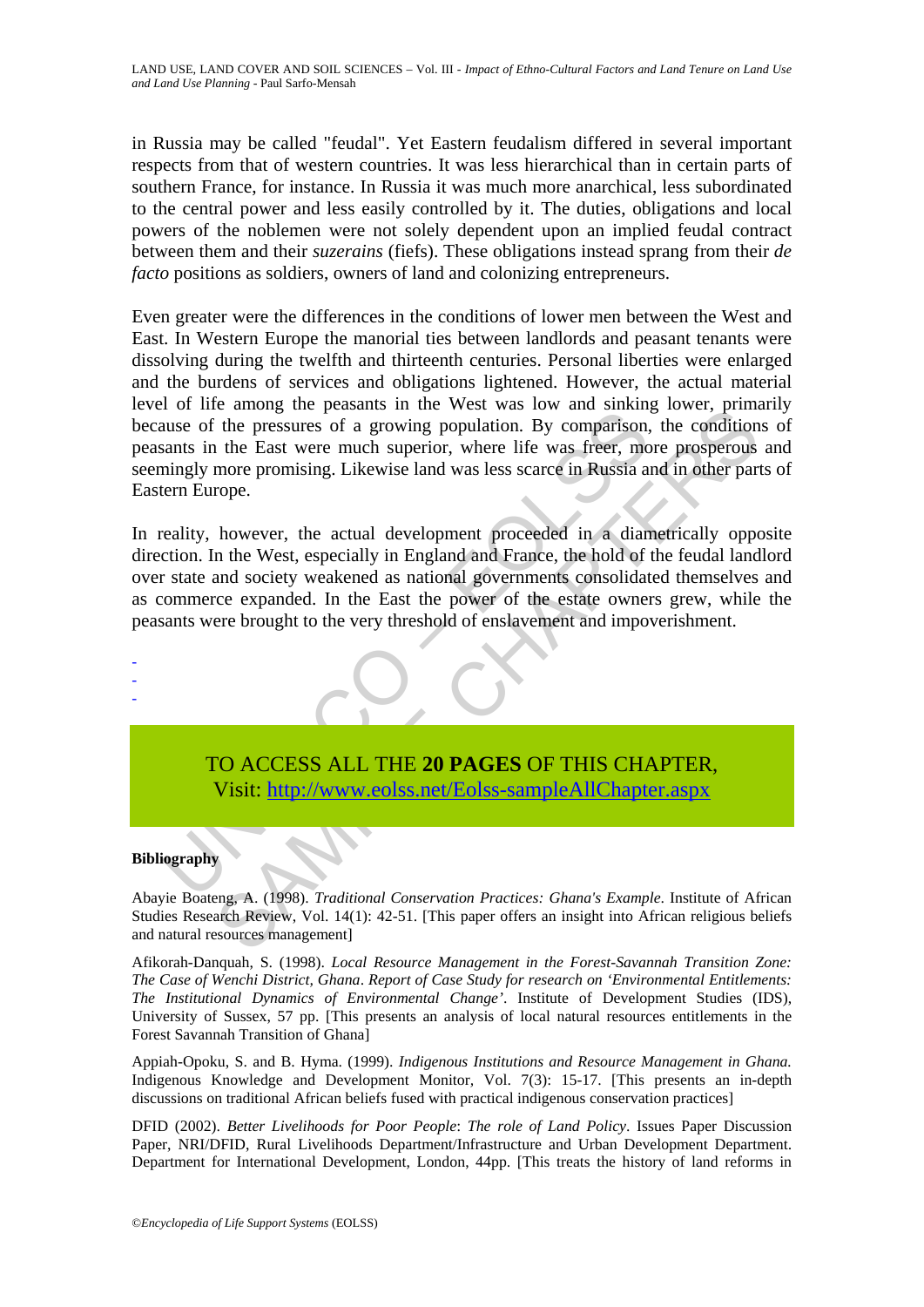in Russia may be called "feudal". Yet Eastern feudalism differed in several important respects from that of western countries. It was less hierarchical than in certain parts of southern France, for instance. In Russia it was much more anarchical, less subordinated to the central power and less easily controlled by it. The duties, obligations and local powers of the noblemen were not solely dependent upon an implied feudal contract between them and their *suzerains* (fiefs). These obligations instead sprang from their *de facto* positions as soldiers, owners of land and colonizing entrepreneurs.

Even greater were the differences in the conditions of lower men between the West and East. In Western Europe the manorial ties between landlords and peasant tenants were dissolving during the twelfth and thirteenth centuries. Personal liberties were enlarged and the burdens of services and obligations lightened. However, the actual material level of life among the peasants in the West was low and sinking lower, primarily because of the pressures of a growing population. By comparison, the conditions of peasants in the East were much superior, where life was freer, more prosperous and seemingly more promising. Likewise land was less scarce in Russia and in other parts of Eastern Europe.

In reality, however, the actual development proceeded in a diametrically opposite direction. In the West, especially in England and France, the hold of the feudal landlord over state and society weakened as national governments consolidated themselves and as commerce expanded. In the East the power of the estate owners grew, while the peasants were brought to the very threshold of enslavement and impoverishment.

-
-
-

TO ACCESS ALL THE **20 PAGES** OF THIS CHAPTER,
Visit: http://www.eolss.net/Eolss-sampleAllChapter.aspx

**Bibliography**

Abayie Boateng, A. (1998). *Traditional Conservation Practices: Ghana's Example*. Institute of African Studies Research Review, Vol. 14(1): 42-51. [This paper offers an insight into African religious beliefs and natural resources management]

Afikorah-Danquah, S. (1998). *Local Resource Management in the Forest-Savannah Transition Zone: The Case of Wenchi District, Ghana*. *Report of Case Study for research on 'Environmental Entitlements: The Institutional Dynamics of Environmental Change'*. Institute of Development Studies (IDS), University of Sussex, 57 pp. [This presents an analysis of local natural resources entitlements in the Forest Savannah Transition of Ghana]

Appiah-Opoku, S. and B. Hyma. (1999). *Indigenous Institutions and Resource Management in Ghana.* Indigenous Knowledge and Development Monitor, Vol. 7(3): 15-17. [This presents an in-depth discussions on traditional African beliefs fused with practical indigenous conservation practices]

DFID (2002). *Better Livelihoods for Poor People*: *The role of Land Policy*. Issues Paper Discussion Paper, NRI/DFID, Rural Livelihoods Department/Infrastructure and Urban Development Department. Department for International Development, London, 44pp. [This treats the history of land reforms in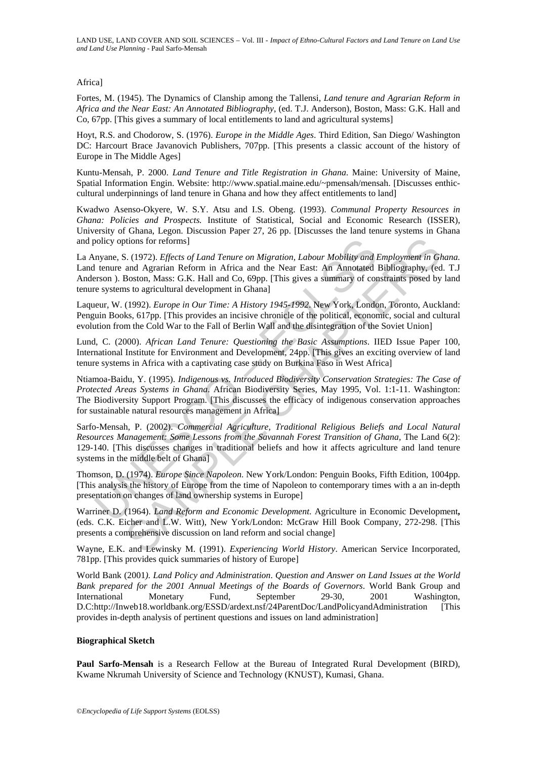Africa]

Fortes, M. (1945). The Dynamics of Clanship among the Tallensi, *Land tenure and Agrarian Reform in Africa and the Near East: An Annotated Bibliography*, (ed. T.J. Anderson), Boston, Mass: G.K. Hall and Co, 67pp. [This gives a summary of local entitlements to land and agricultural systems]

Hoyt, R.S. and Chodorow, S. (1976). *Europe in the Middle Ages*. Third Edition, San Diego/ Washington DC: Harcourt Brace Javanovich Publishers, 707pp. [This presents a classic account of the history of Europe in The Middle Ages]

Kuntu-Mensah, P. 2000. *Land Tenure and Title Registration in Ghana*. Maine: University of Maine, Spatial Information Engin. Website: http://www.spatial.maine.edu/~pmensah/mensah. [Discusses enthic-cultural underpinnings of land tenure in Ghana and how they affect entitlements to land]

Kwadwo Asenso-Okyere, W. S.Y. Atsu and I.S. Obeng. (1993). *Communal Property Resources in Ghana: Policies and Prospects.* Institute of Statistical, Social and Economic Research (ISSER), University of Ghana, Legon. Discussion Paper 27, 26 pp. [Discusses the land tenure systems in Ghana and policy options for reforms]

La Anyane, S. (1972). *Effects of Land Tenure on Migration, Labour Mobility and Employment in Ghana.* Land tenure and Agrarian Reform in Africa and the Near East: An Annotated Bibliography, (ed. T.J Anderson ). Boston, Mass: G.K. Hall and Co, 69pp. [This gives a summary of constraints posed by land tenure systems to agricultural development in Ghana]

Laqueur, W. (1992). *Europe in Our Time: A History 1945-1992*. New York, London, Toronto, Auckland: Penguin Books, 617pp. [This provides an incisive chronicle of the political, economic, social and cultural evolution from the Cold War to the Fall of Berlin Wall and the disintegration of the Soviet Union]

Lund, C. (2000). *African Land Tenure: Questioning the Basic Assumptions*. IIED Issue Paper 100, International Institute for Environment and Development, 24pp. [This gives an exciting overview of land tenure systems in Africa with a captivating case study on Burkina Faso in West Africa]

Ntiamoa-Baidu, Y. (1995). *Indigenous vs. Introduced Biodiversity Conservation Strategies: The Case of Protected Areas Systems in Ghana*. African Biodiversity Series, May 1995, Vol. 1:1-11. Washington: The Biodiversity Support Program. [This discusses the efficacy of indigenous conservation approaches for sustainable natural resources management in Africa]

Sarfo-Mensah, P. (2002). *Commercial Agriculture, Traditional Religious Beliefs and Local Natural Resources Management: Some Lessons from the Savannah Forest Transition of Ghana*, The Land 6(2): 129-140. [This discusses changes in traditional beliefs and how it affects agriculture and land tenure systems in the middle belt of Ghana]

Thomson, D. (1974). *Europe Since Napoleon*. New York/London: Penguin Books, Fifth Edition, 1004pp. [This analysis the history of Europe from the time of Napoleon to contemporary times with a an in-depth presentation on changes of land ownership systems in Europe]

Warriner D. (1964). *Land Reform and Economic Development*. Agriculture in Economic Development**,** (eds. C.K. Eicher and L.W. Witt), New York/London: McGraw Hill Book Company, 272-298. [This presents a comprehensive discussion on land reform and social change]

Wayne, E.K. and Lewinsky M. (1991). *Experiencing World History*. American Service Incorporated, 781pp. [This provides quick summaries of history of Europe]

World Bank (2001*). Land Policy and Administration*. *Question and Answer on Land Issues at the World Bank prepared for the 2001 Annual Meetings of the Boards of Governors*. World Bank Group and International Monetary Fund, September 29-30, 2001 Washington, D.C:http://Inweb18.worldbank.org/ESSD/ardext.nsf/24ParentDoc/LandPolicyandAdministration [This provides in-depth analysis of pertinent questions and issues on land administration]

**Biographical Sketch**

**Paul Sarfo-Mensah** is a Research Fellow at the Bureau of Integrated Rural Development (BIRD), Kwame Nkrumah University of Science and Technology (KNUST), Kumasi, Ghana.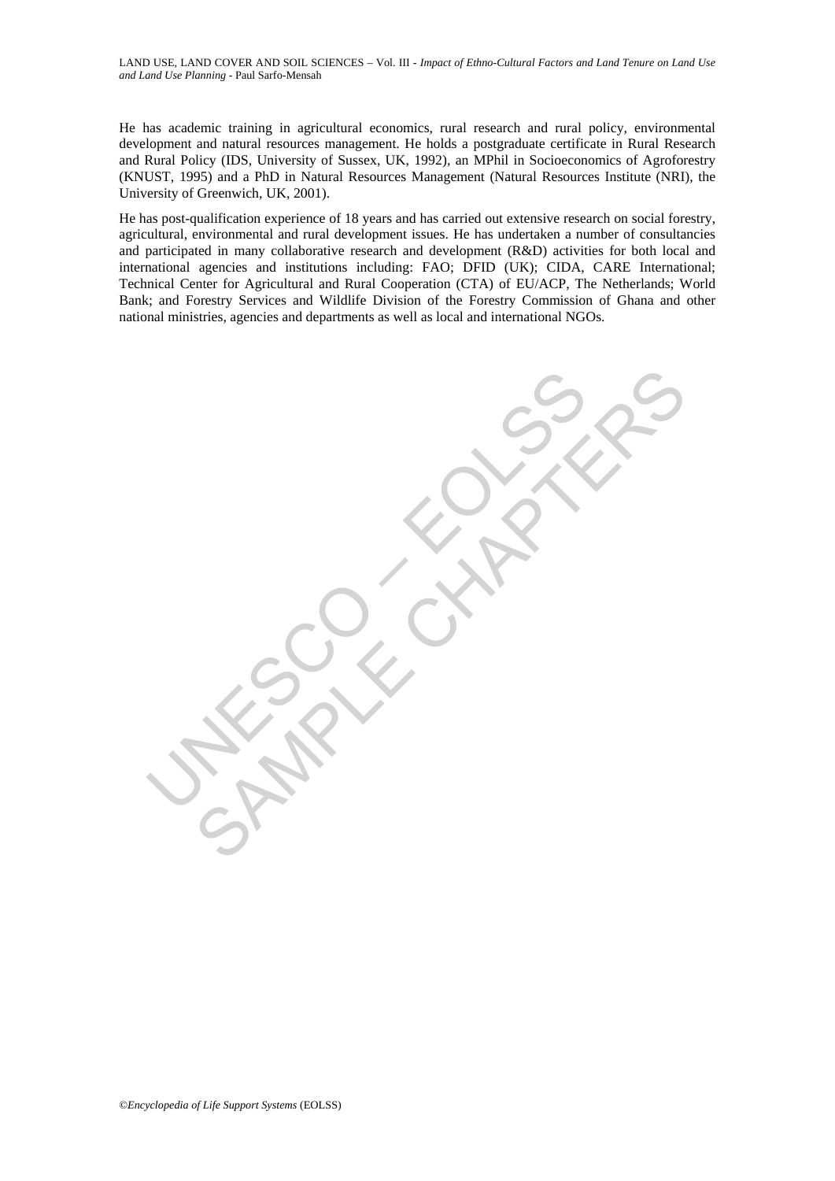He has academic training in agricultural economics, rural research and rural policy, environmental development and natural resources management. He holds a postgraduate certificate in Rural Research and Rural Policy (IDS, University of Sussex, UK, 1992), an MPhil in Socioeconomics of Agroforestry (KNUST, 1995) and a PhD in Natural Resources Management (Natural Resources Institute (NRI), the University of Greenwich, UK, 2001).

He has post-qualification experience of 18 years and has carried out extensive research on social forestry, agricultural, environmental and rural development issues. He has undertaken a number of consultancies and participated in many collaborative research and development (R&D) activities for both local and international agencies and institutions including: FAO; DFID (UK); CIDA, CARE International; Technical Center for Agricultural and Rural Cooperation (CTA) of EU/ACP, The Netherlands; World Bank; and Forestry Services and Wildlife Division of the Forestry Commission of Ghana and other national ministries, agencies and departments as well as local and international NGOs.